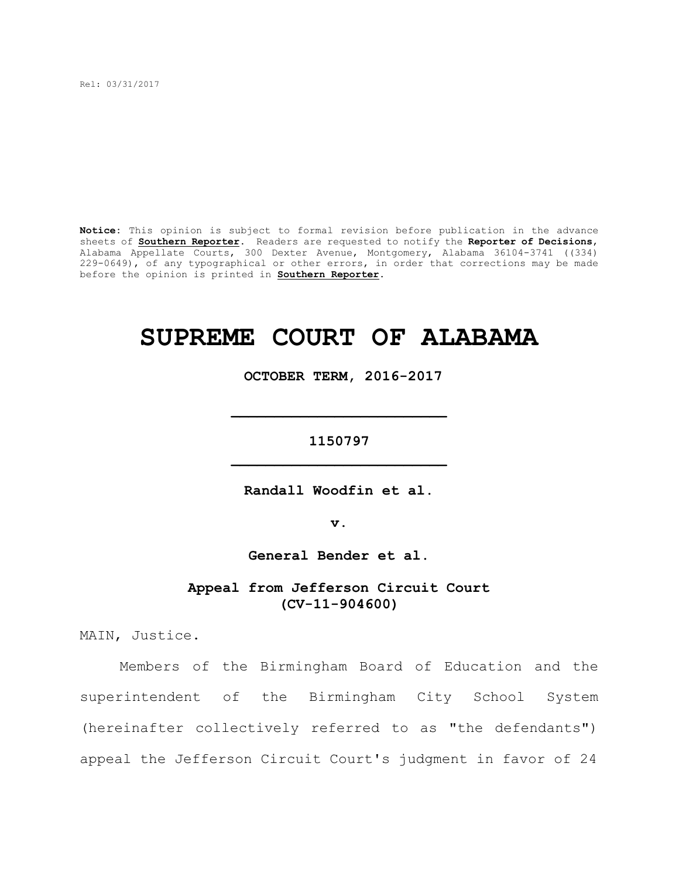Rel: 03/31/2017

**Notice:** This opinion is subject to formal revision before publication in the advance sheets of **Southern Reporter**. Readers are requested to notify the **Reporter of Decisions**, Alabama Appellate Courts, 300 Dexter Avenue, Montgomery, Alabama 36104-3741 ((334) 229-0649), of any typographical or other errors, in order that corrections may be made before the opinion is printed in **Southern Reporter**.

# SUPREME COURT OF ALABAMA

**OCTOBER TERM, 2016-2017**

---

**1150797**

---

**Randall Woodfin et al.**

**v.**

**General Bender et al.**

**Appeal from Jefferson Circuit Court (CV-11-904600)**

MAIN, Justice.

Members of the Birmingham Board of Education and the superintendent of the Birmingham City School System (hereinafter collectively referred to as "the defendants") appeal the Jefferson Circuit Court's judgment in favor of 24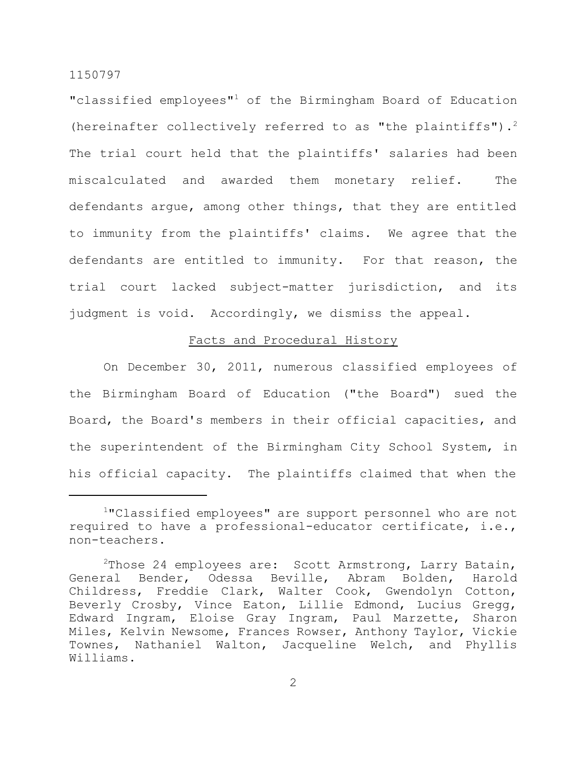"classified employees"[1] of the Birmingham Board of Education (hereinafter collectively referred to as "the plaintiffs").[2] The trial court held that the plaintiffs' salaries had been miscalculated and awarded them monetary relief. The defendants argue, among other things, that they are entitled to immunity from the plaintiffs' claims. We agree that the defendants are entitled to immunity. For that reason, the trial court lacked subject-matter jurisdiction, and its judgment is void. Accordingly, we dismiss the appeal.

## Facts and Procedural History

On December 30, 2011, numerous classified employees of the Birmingham Board of Education ("the Board") sued the Board, the Board's members in their official capacities, and the superintendent of the Birmingham City School System, in his official capacity. The plaintiffs claimed that when the

---

[1]"Classified employees" are support personnel who are not required to have a professional-educator certificate, i.e., non-teachers.

[2]Those 24 employees are: Scott Armstrong, Larry Batain, General Bender, Odessa Beville, Abram Bolden, Harold Childress, Freddie Clark, Walter Cook, Gwendolyn Cotton, Beverly Crosby, Vince Eaton, Lillie Edmond, Lucius Gregg, Edward Ingram, Eloise Gray Ingram, Paul Marzette, Sharon Miles, Kelvin Newsome, Frances Rowser, Anthony Taylor, Vickie Townes, Nathaniel Walton, Jacqueline Welch, and Phyllis Williams.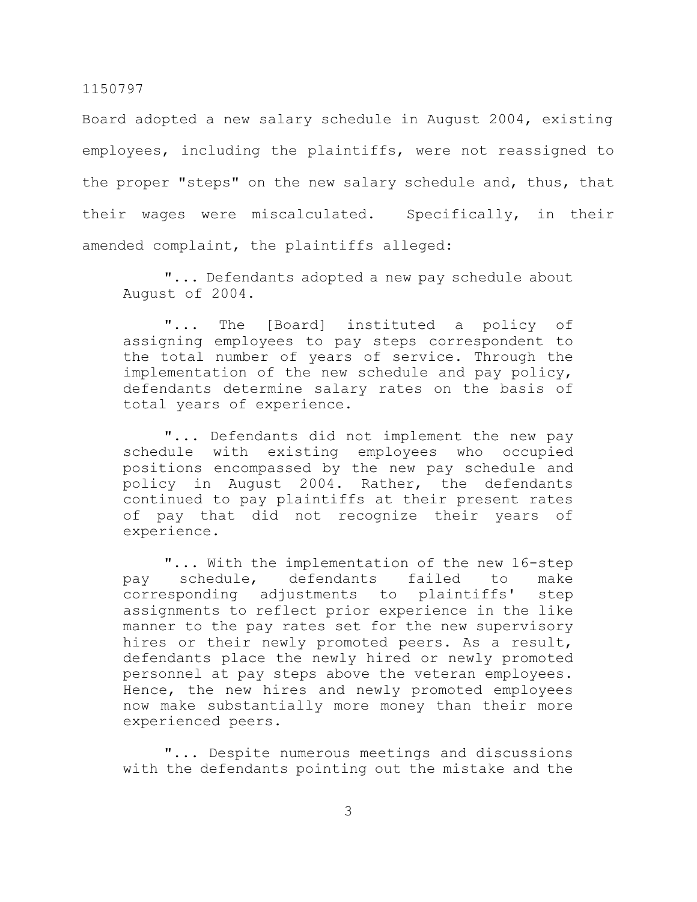Board adopted a new salary schedule in August 2004, existing employees, including the plaintiffs, were not reassigned to the proper "steps" on the new salary schedule and, thus, that their wages were miscalculated. Specifically, in their amended complaint, the plaintiffs alleged:

> "... Defendants adopted a new pay schedule about August of 2004.
>
> "... The [Board] instituted a policy of assigning employees to pay steps correspondent to the total number of years of service. Through the implementation of the new schedule and pay policy, defendants determine salary rates on the basis of total years of experience.
>
> "... Defendants did not implement the new pay schedule with existing employees who occupied positions encompassed by the new pay schedule and policy in August 2004. Rather, the defendants continued to pay plaintiffs at their present rates of pay that did not recognize their years of experience.
>
> "... With the implementation of the new 16-step pay schedule, defendants failed to make corresponding adjustments to plaintiffs' step assignments to reflect prior experience in the like manner to the pay rates set for the new supervisory hires or their newly promoted peers. As a result, defendants place the newly hired or newly promoted personnel at pay steps above the veteran employees. Hence, the new hires and newly promoted employees now make substantially more money than their more experienced peers.
>
> "... Despite numerous meetings and discussions with the defendants pointing out the mistake and the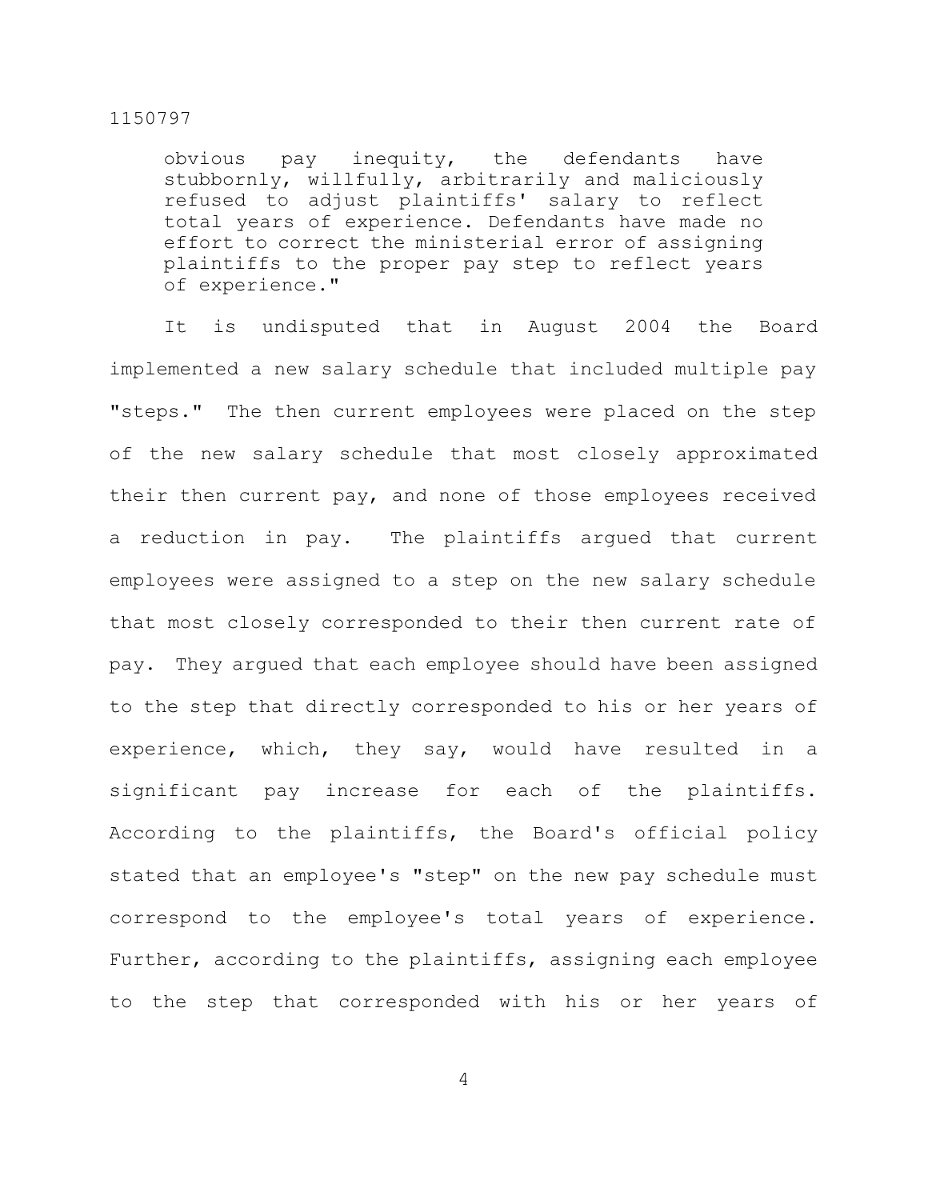> obvious pay inequity, the defendants have stubbornly, willfully, arbitrarily and maliciously refused to adjust plaintiffs' salary to reflect total years of experience. Defendants have made no effort to correct the ministerial error of assigning plaintiffs to the proper pay step to reflect years of experience."

It is undisputed that in August 2004 the Board implemented a new salary schedule that included multiple pay "steps." The then current employees were placed on the step of the new salary schedule that most closely approximated their then current pay, and none of those employees received a reduction in pay. The plaintiffs argued that current employees were assigned to a step on the new salary schedule that most closely corresponded to their then current rate of pay. They argued that each employee should have been assigned to the step that directly corresponded to his or her years of experience, which, they say, would have resulted in a significant pay increase for each of the plaintiffs. According to the plaintiffs, the Board's official policy stated that an employee's "step" on the new pay schedule must correspond to the employee's total years of experience. Further, according to the plaintiffs, assigning each employee to the step that corresponded with his or her years of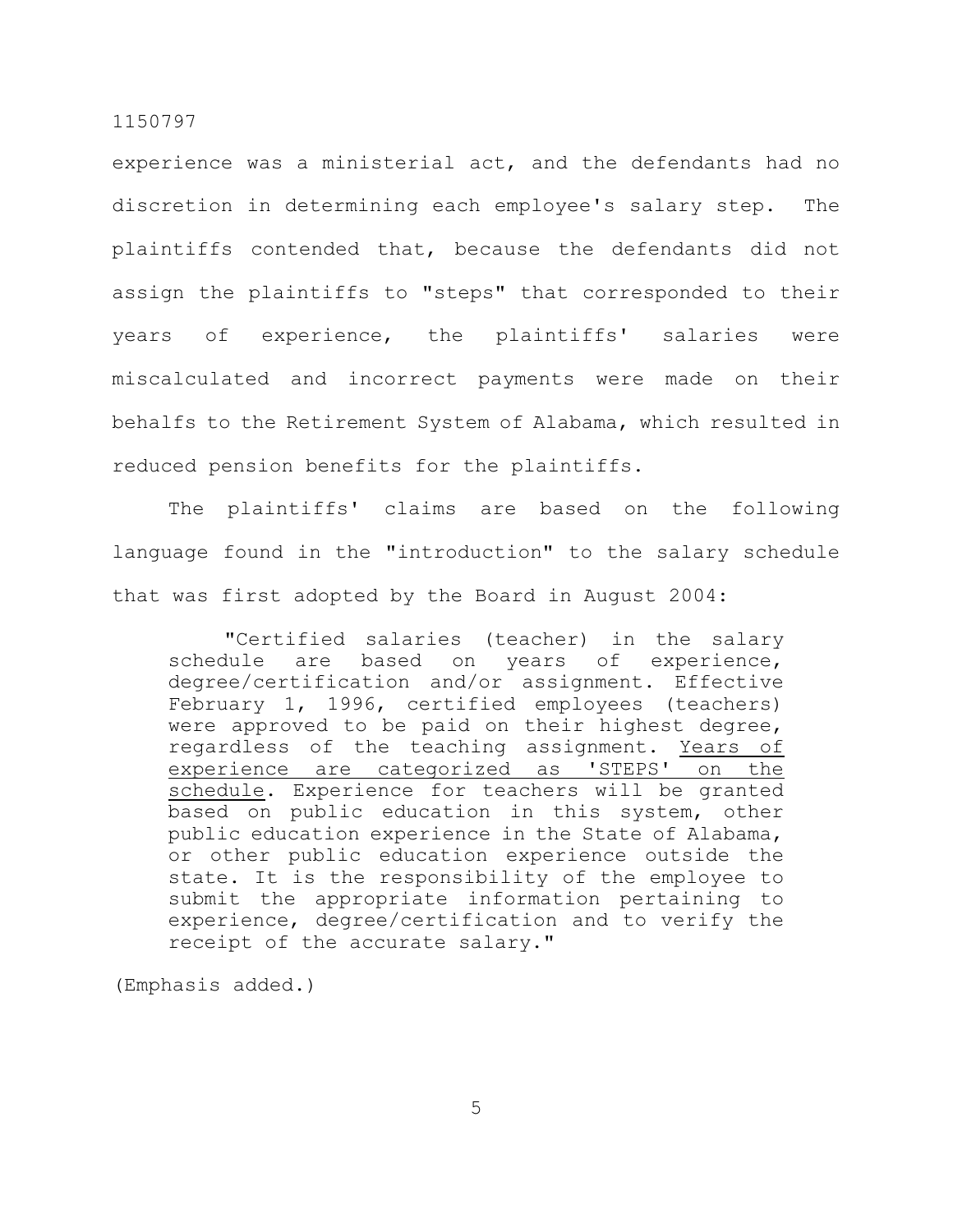experience was a ministerial act, and the defendants had no discretion in determining each employee's salary step. The plaintiffs contended that, because the defendants did not assign the plaintiffs to "steps" that corresponded to their years of experience, the plaintiffs' salaries were miscalculated and incorrect payments were made on their behalfs to the Retirement System of Alabama, which resulted in reduced pension benefits for the plaintiffs.

The plaintiffs' claims are based on the following language found in the "introduction" to the salary schedule that was first adopted by the Board in August 2004:

> "Certified salaries (teacher) in the salary schedule are based on years of experience, degree/certification and/or assignment. Effective February 1, 1996, certified employees (teachers) were approved to be paid on their highest degree, regardless of the teaching assignment. <u>Years of experience are categorized as 'STEPS' on the schedule</u>. Experience for teachers will be granted based on public education in this system, other public education experience in the State of Alabama, or other public education experience outside the state. It is the responsibility of the employee to submit the appropriate information pertaining to experience, degree/certification and to verify the receipt of the accurate salary."

(Emphasis added.)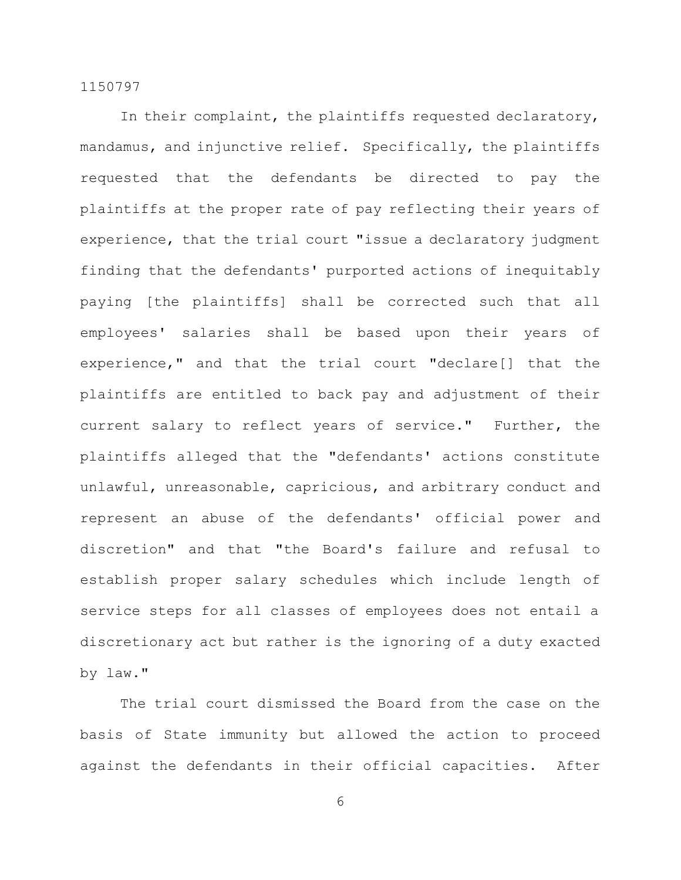In their complaint, the plaintiffs requested declaratory, mandamus, and injunctive relief. Specifically, the plaintiffs requested that the defendants be directed to pay the plaintiffs at the proper rate of pay reflecting their years of experience, that the trial court "issue a declaratory judgment finding that the defendants' purported actions of inequitably paying [the plaintiffs] shall be corrected such that all employees' salaries shall be based upon their years of experience," and that the trial court "declare[] that the plaintiffs are entitled to back pay and adjustment of their current salary to reflect years of service." Further, the plaintiffs alleged that the "defendants' actions constitute unlawful, unreasonable, capricious, and arbitrary conduct and represent an abuse of the defendants' official power and discretion" and that "the Board's failure and refusal to establish proper salary schedules which include length of service steps for all classes of employees does not entail a discretionary act but rather is the ignoring of a duty exacted by law."

The trial court dismissed the Board from the case on the basis of State immunity but allowed the action to proceed against the defendants in their official capacities. After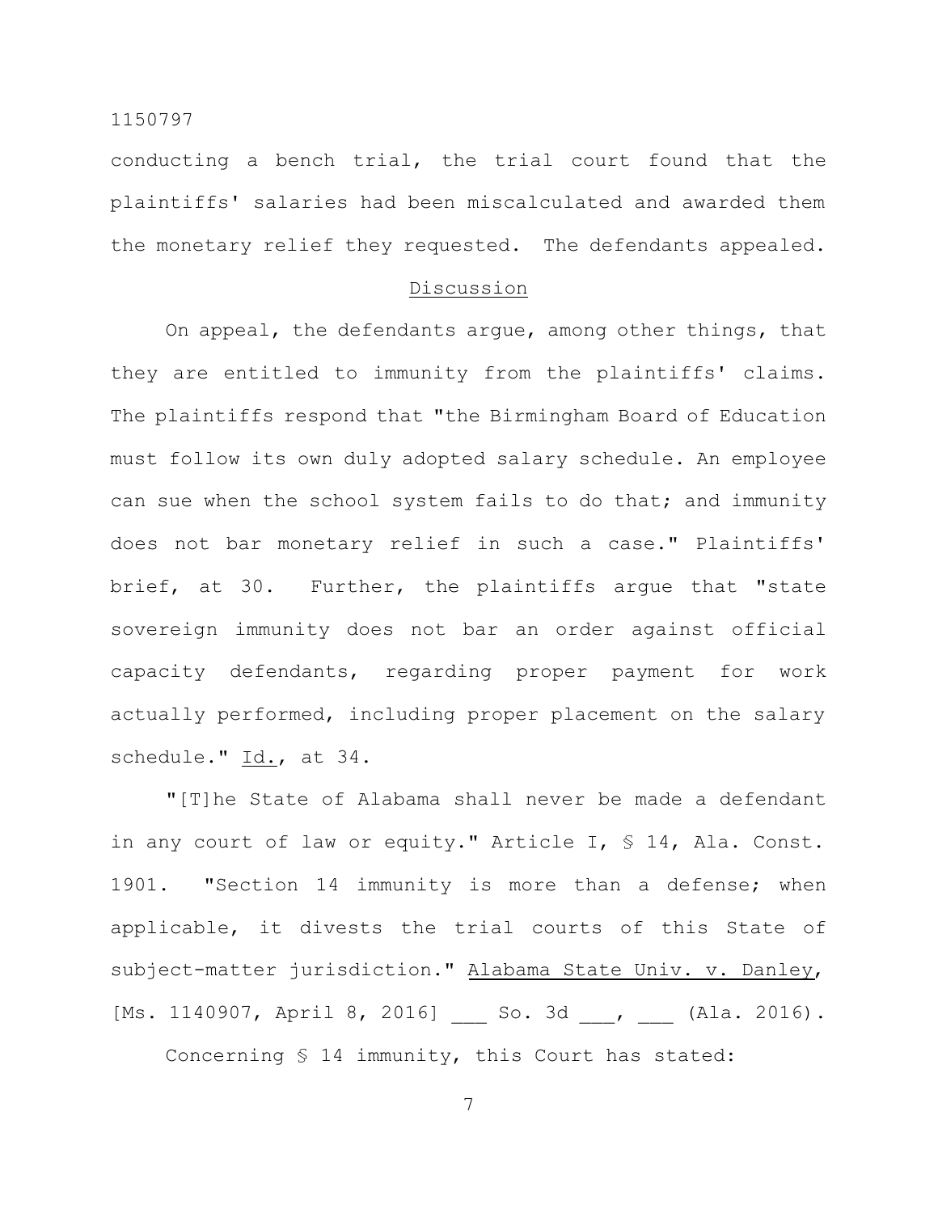conducting a bench trial, the trial court found that the plaintiffs' salaries had been miscalculated and awarded them the monetary relief they requested. The defendants appealed.

## Discussion

On appeal, the defendants argue, among other things, that they are entitled to immunity from the plaintiffs' claims. The plaintiffs respond that "the Birmingham Board of Education must follow its own duly adopted salary schedule. An employee can sue when the school system fails to do that; and immunity does not bar monetary relief in such a case." Plaintiffs' brief, at 30. Further, the plaintiffs argue that "state sovereign immunity does not bar an order against official capacity defendants, regarding proper payment for work actually performed, including proper placement on the salary schedule." Id., at 34.

"[T]he State of Alabama shall never be made a defendant in any court of law or equity." Article I, § 14, Ala. Const. 1901. "Section 14 immunity is more than a defense; when applicable, it divests the trial courts of this State of subject-matter jurisdiction." Alabama State Univ. v. Danley, [Ms. 1140907, April 8, 2016] ___ So. 3d ___, ___ (Ala. 2016).

Concerning § 14 immunity, this Court has stated: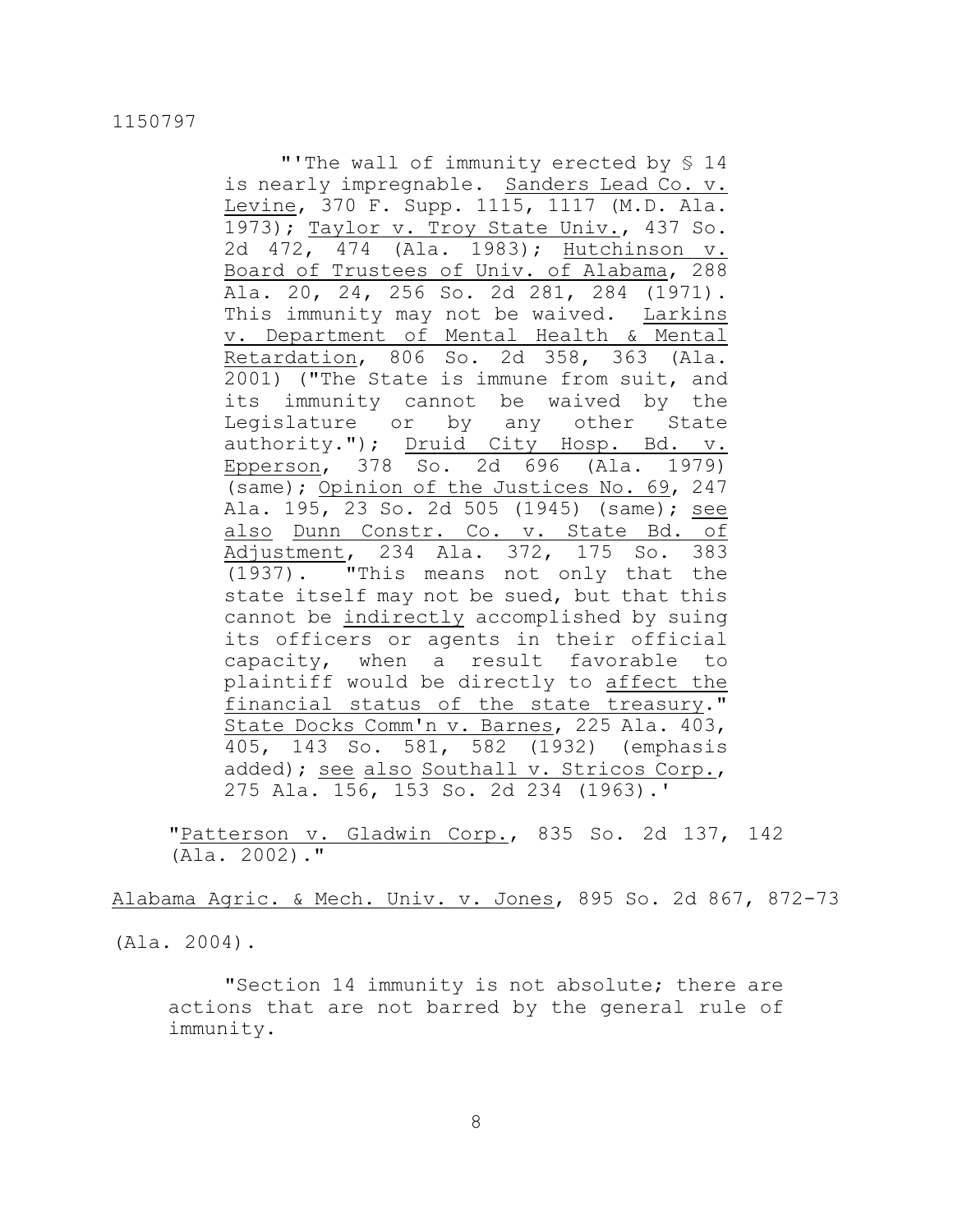"'The wall of immunity erected by § 14 is nearly impregnable. Sanders Lead Co. v. Levine, 370 F. Supp. 1115, 1117 (M.D. Ala. 1973); Taylor v. Troy State Univ., 437 So. 2d 472, 474 (Ala. 1983); Hutchinson v. Board of Trustees of Univ. of Alabama, 288 Ala. 20, 24, 256 So. 2d 281, 284 (1971). This immunity may not be waived. Larkins v. Department of Mental Health & Mental Retardation, 806 So. 2d 358, 363 (Ala. 2001) ("The State is immune from suit, and its immunity cannot be waived by the Legislature or by any other State authority."); Druid City Hosp. Bd. v. Epperson, 378 So. 2d 696 (Ala. 1979) (same); Opinion of the Justices No. 69, 247 Ala. 195, 23 So. 2d 505 (1945) (same); see also Dunn Constr. Co. v. State Bd. of Adjustment, 234 Ala. 372, 175 So. 383 (1937). "This means not only that the state itself may not be sued, but that this cannot be indirectly accomplished by suing its officers or agents in their official capacity, when a result favorable to plaintiff would be directly to affect the financial status of the state treasury." State Docks Comm'n v. Barnes, 225 Ala. 403, 405, 143 So. 581, 582 (1932) (emphasis added); see also Southall v. Stricos Corp., 275 Ala. 156, 153 So. 2d 234 (1963).'

"Patterson v. Gladwin Corp., 835 So. 2d 137, 142 (Ala. 2002)."

Alabama Agric. & Mech. Univ. v. Jones, 895 So. 2d 867, 872-73 (Ala. 2004).

"Section 14 immunity is not absolute; there are actions that are not barred by the general rule of immunity.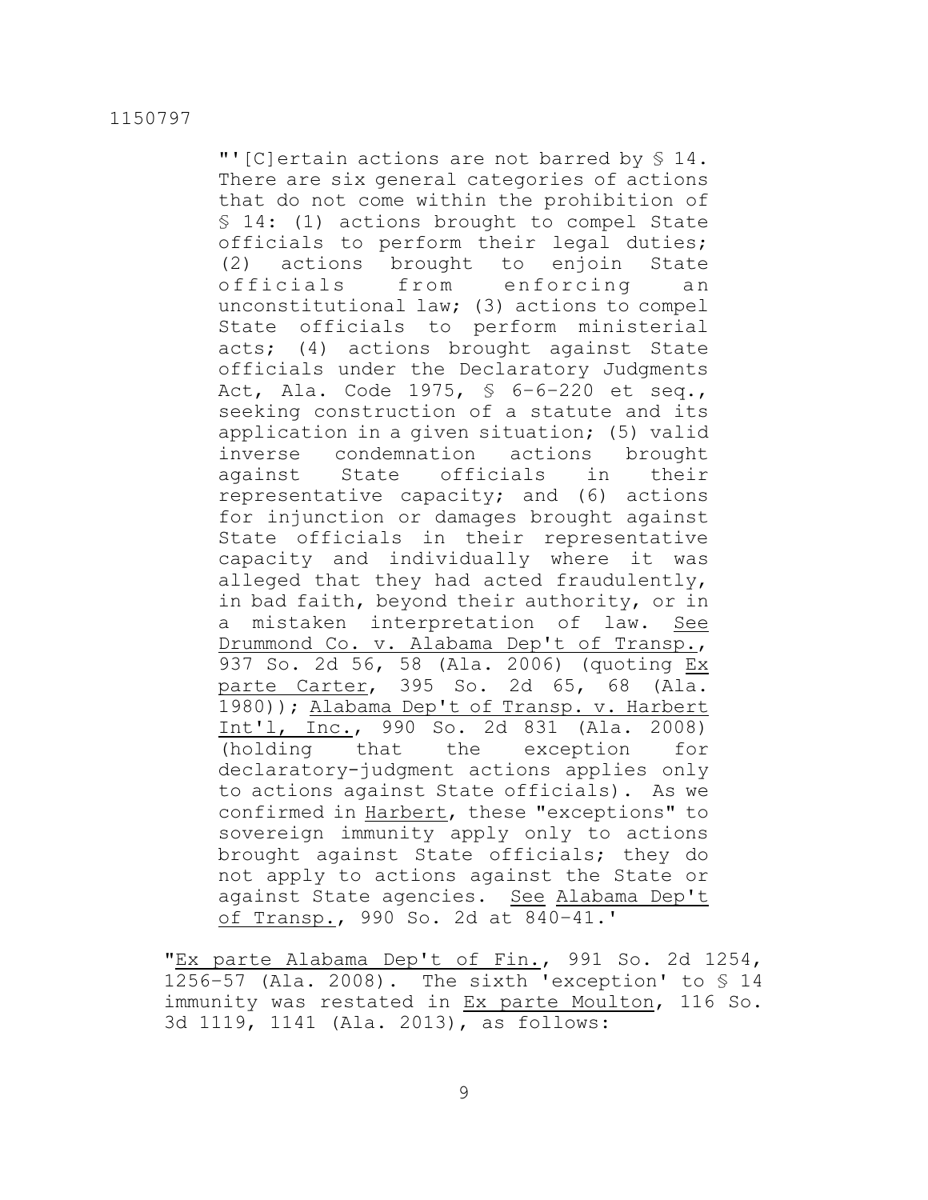"'[C]ertain actions are not barred by § 14. There are six general categories of actions that do not come within the prohibition of § 14: (1) actions brought to compel State officials to perform their legal duties; (2) actions brought to enjoin State officials from enforcing an unconstitutional law; (3) actions to compel State officials to perform ministerial acts; (4) actions brought against State officials under the Declaratory Judgments Act, Ala. Code 1975, § 6-6-220 et seq., seeking construction of a statute and its application in a given situation; (5) valid inverse condemnation actions brought against State officials in their representative capacity; and (6) actions for injunction or damages brought against State officials in their representative capacity and individually where it was alleged that they had acted fraudulently, in bad faith, beyond their authority, or in a mistaken interpretation of law. See Drummond Co. v. Alabama Dep't of Transp., 937 So. 2d 56, 58 (Ala. 2006) (quoting Ex parte Carter, 395 So. 2d 65, 68 (Ala. 1980)); Alabama Dep't of Transp. v. Harbert Int'l, Inc., 990 So. 2d 831 (Ala. 2008) (holding that the exception for declaratory-judgment actions applies only to actions against State officials). As we confirmed in Harbert, these "exceptions" to sovereign immunity apply only to actions brought against State officials; they do not apply to actions against the State or against State agencies. See Alabama Dep't of Transp., 990 So. 2d at 840-41.'

"Ex parte Alabama Dep't of Fin., 991 So. 2d 1254, 1256-57 (Ala. 2008). The sixth 'exception' to § 14 immunity was restated in Ex parte Moulton, 116 So. 3d 1119, 1141 (Ala. 2013), as follows: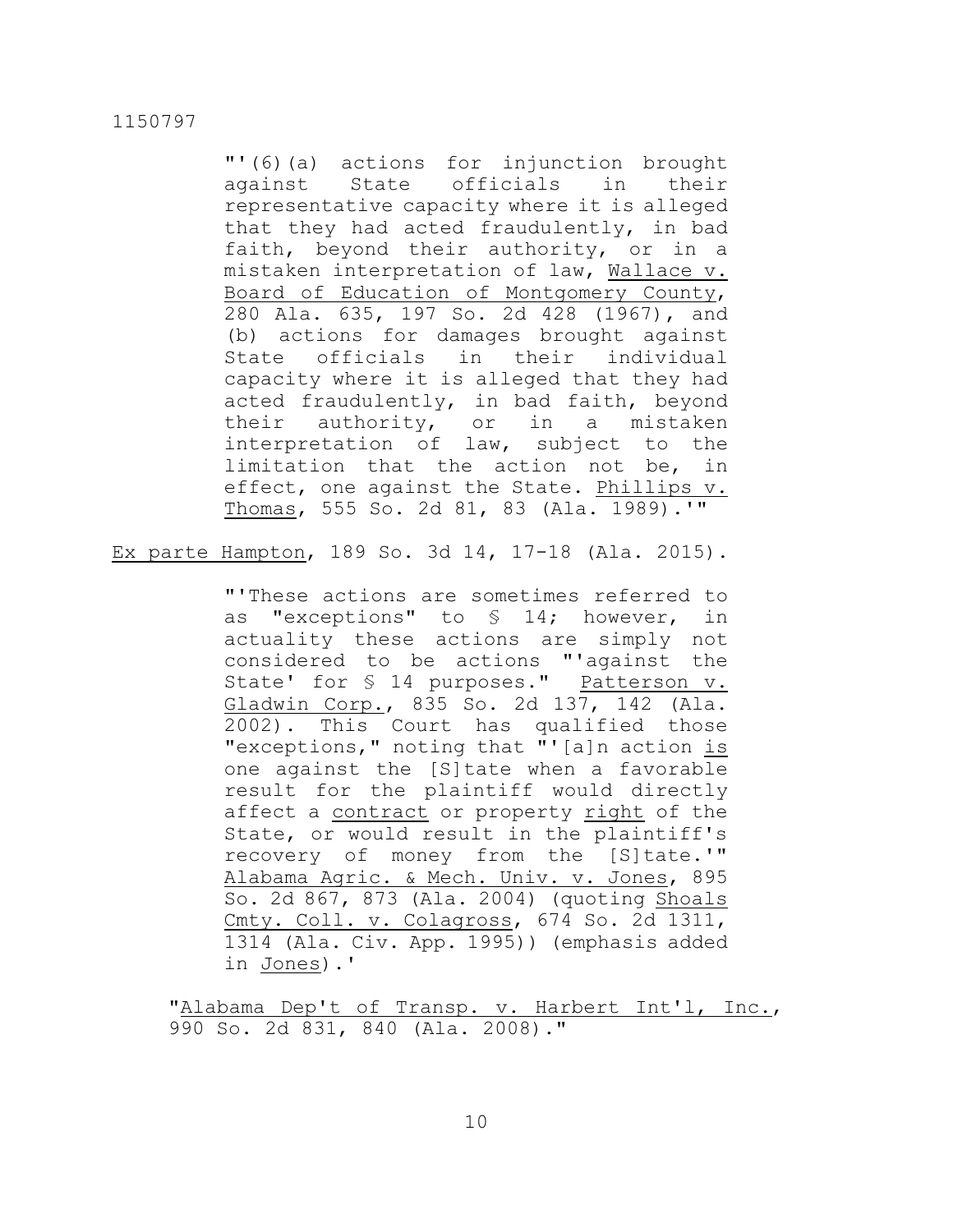> "'(6)(a) actions for injunction brought against State officials in their representative capacity where it is alleged that they had acted fraudulently, in bad faith, beyond their authority, or in a mistaken interpretation of law, Wallace v. Board of Education of Montgomery County, 280 Ala. 635, 197 So. 2d 428 (1967), and (b) actions for damages brought against State officials in their individual capacity where it is alleged that they had acted fraudulently, in bad faith, beyond their authority, or in a mistaken interpretation of law, subject to the limitation that the action not be, in effect, one against the State. Phillips v. Thomas, 555 So. 2d 81, 83 (Ala. 1989).'"

Ex parte Hampton, 189 So. 3d 14, 17-18 (Ala. 2015).

> "'These actions are sometimes referred to as "exceptions" to § 14; however, in actuality these actions are simply not considered to be actions "'against the State' for § 14 purposes." Patterson v. Gladwin Corp., 835 So. 2d 137, 142 (Ala. 2002). This Court has qualified those "exceptions," noting that "'[a]n action is one against the [S]tate when a favorable result for the plaintiff would directly affect a contract or property right of the State, or would result in the plaintiff's recovery of money from the [S]tate.'" Alabama Agric. & Mech. Univ. v. Jones, 895 So. 2d 867, 873 (Ala. 2004) (quoting Shoals Cmty. Coll. v. Colagross, 674 So. 2d 1311, 1314 (Ala. Civ. App. 1995)) (emphasis added in Jones).'

"Alabama Dep't of Transp. v. Harbert Int'l, Inc., 990 So. 2d 831, 840 (Ala. 2008)."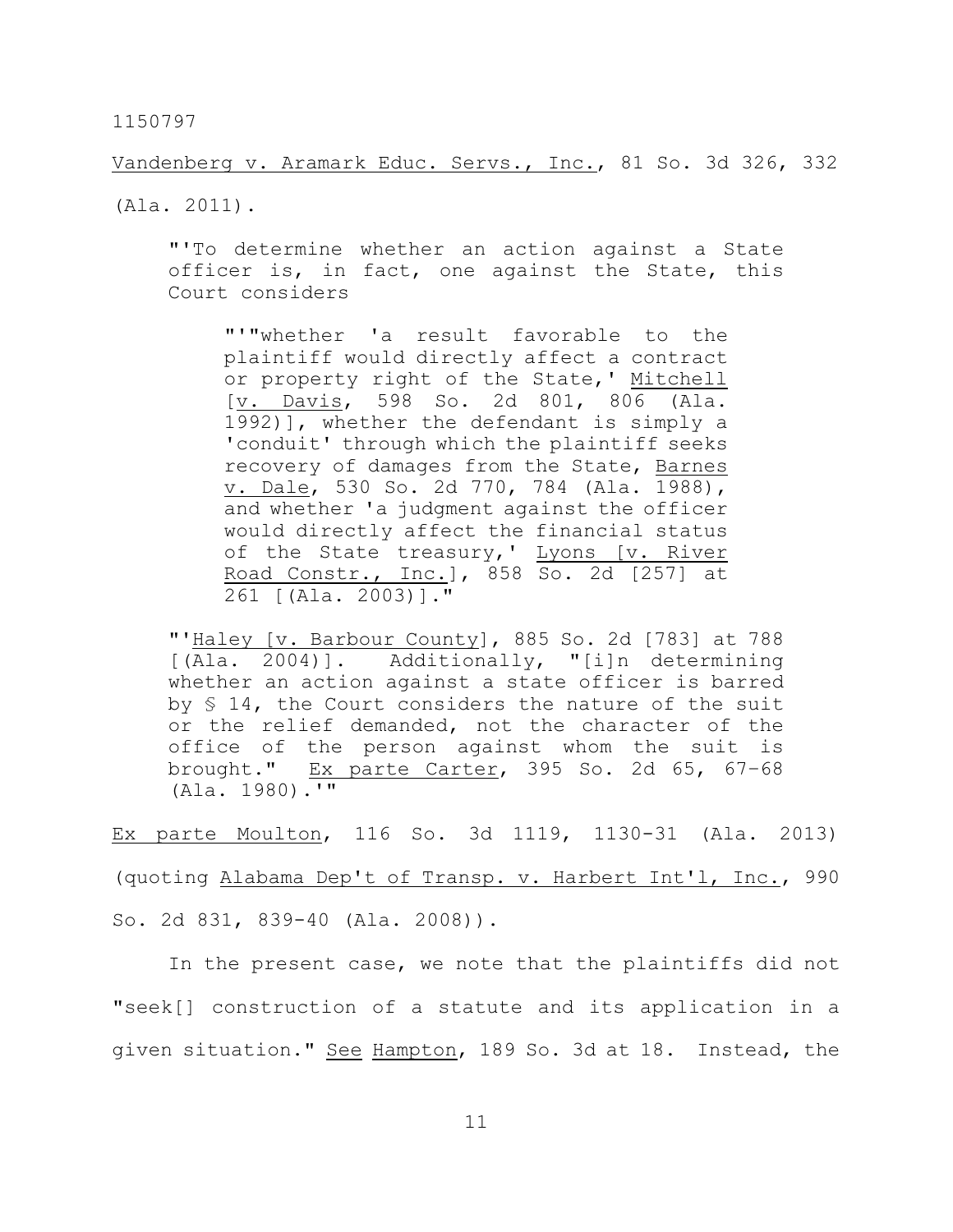Vandenberg v. Aramark Educ. Servs., Inc., 81 So. 3d 326, 332 (Ala. 2011).

> "'To determine whether an action against a State officer is, in fact, one against the State, this Court considers
>
> > "'"whether 'a result favorable to the plaintiff would directly affect a contract or property right of the State,' Mitchell [v. Davis, 598 So. 2d 801, 806 (Ala. 1992)], whether the defendant is simply a 'conduit' through which the plaintiff seeks recovery of damages from the State, Barnes v. Dale, 530 So. 2d 770, 784 (Ala. 1988), and whether 'a judgment against the officer would directly affect the financial status of the State treasury,' Lyons [v. River Road Constr., Inc.], 858 So. 2d [257] at 261 [(Ala. 2003)]."
>
> "'Haley [v. Barbour County], 885 So. 2d [783] at 788 [(Ala. 2004)]. Additionally, "[i]n determining whether an action against a state officer is barred by § 14, the Court considers the nature of the suit or the relief demanded, not the character of the office of the person against whom the suit is brought." Ex parte Carter, 395 So. 2d 65, 67–68 (Ala. 1980).'"

Ex parte Moulton, 116 So. 3d 1119, 1130-31 (Ala. 2013) (quoting Alabama Dep't of Transp. v. Harbert Int'l, Inc., 990 So. 2d 831, 839-40 (Ala. 2008)).

In the present case, we note that the plaintiffs did not "seek[] construction of a statute and its application in a given situation." See Hampton, 189 So. 3d at 18. Instead, the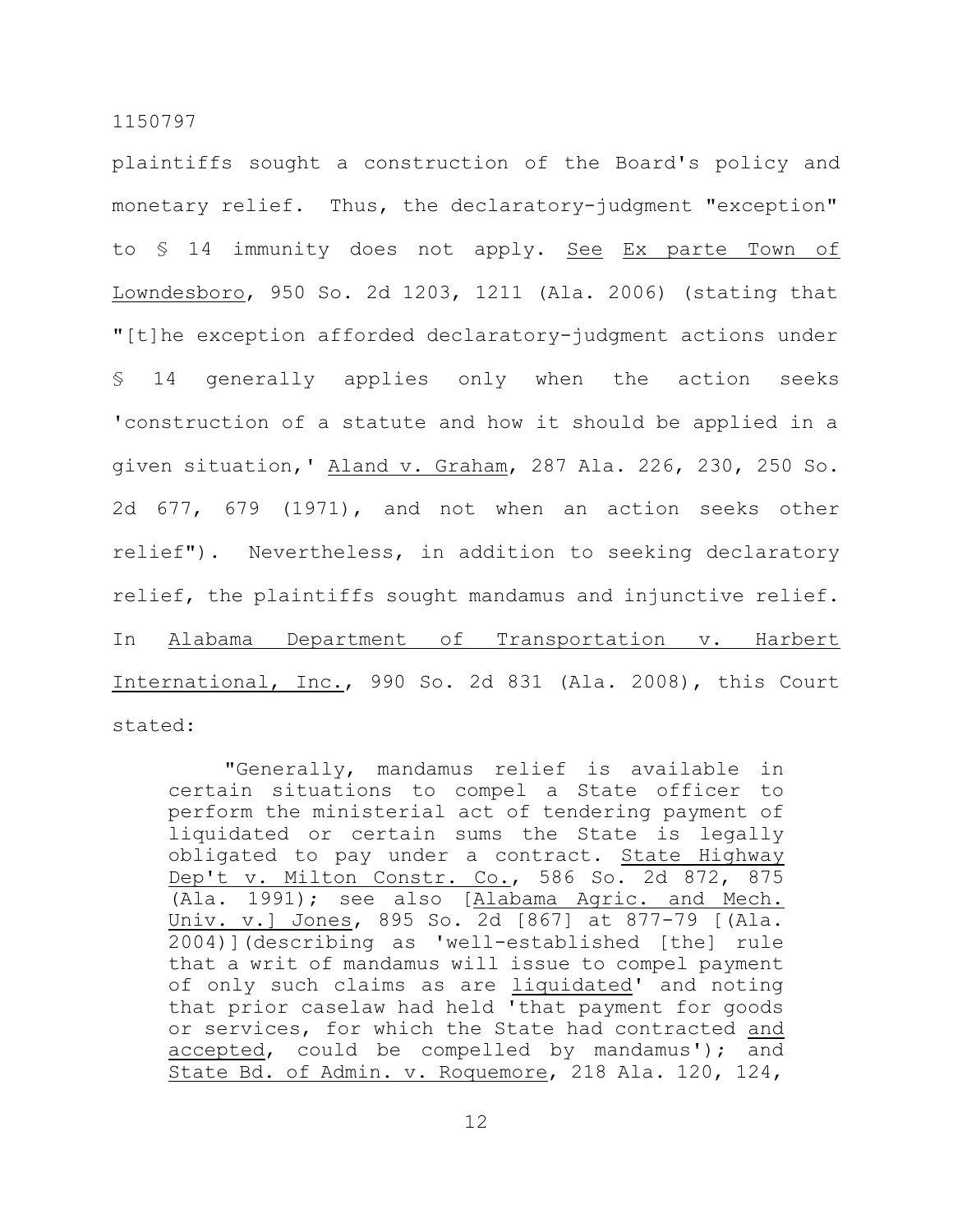plaintiffs sought a construction of the Board's policy and monetary relief. Thus, the declaratory-judgment "exception" to § 14 immunity does not apply. See Ex parte Town of Lowndesboro, 950 So. 2d 1203, 1211 (Ala. 2006) (stating that "[t]he exception afforded declaratory-judgment actions under § 14 generally applies only when the action seeks 'construction of a statute and how it should be applied in a given situation,' Aland v. Graham, 287 Ala. 226, 230, 250 So. 2d 677, 679 (1971), and not when an action seeks other relief"). Nevertheless, in addition to seeking declaratory relief, the plaintiffs sought mandamus and injunctive relief. In Alabama Department of Transportation v. Harbert International, Inc., 990 So. 2d 831 (Ala. 2008), this Court stated:

> "Generally, mandamus relief is available in certain situations to compel a State officer to perform the ministerial act of tendering payment of liquidated or certain sums the State is legally obligated to pay under a contract. State Highway Dep't v. Milton Constr. Co., 586 So. 2d 872, 875 (Ala. 1991); see also [Alabama Agric. and Mech. Univ. v.] Jones, 895 So. 2d [867] at 877-79 [(Ala. 2004)](describing as 'well-established [the] rule that a writ of mandamus will issue to compel payment of only such claims as are liquidated' and noting that prior caselaw had held 'that payment for goods or services, for which the State had contracted and accepted, could be compelled by mandamus'); and State Bd. of Admin. v. Roquemore, 218 Ala. 120, 124,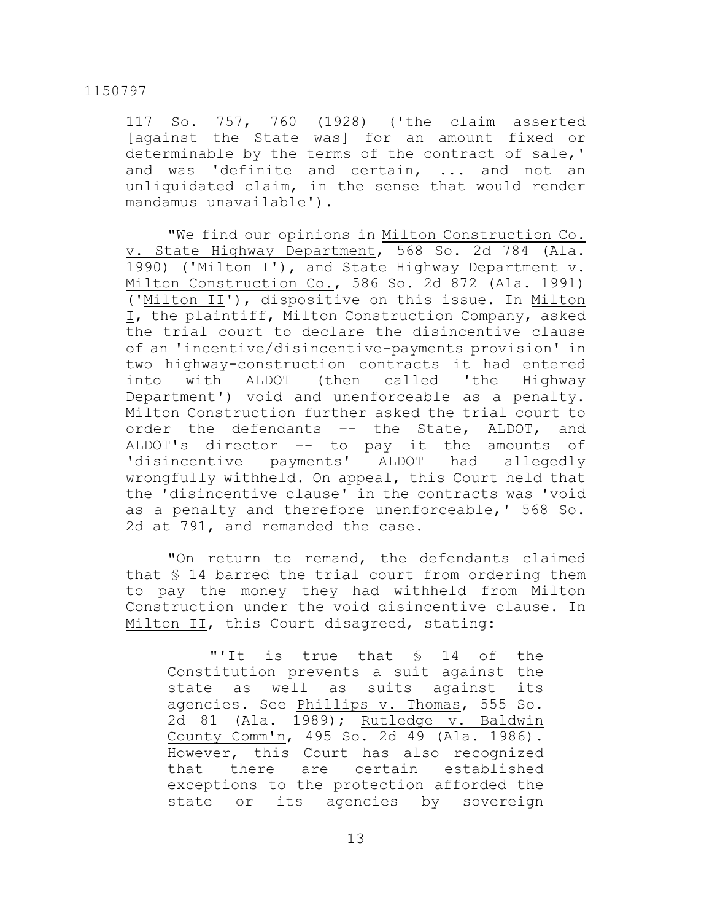117 So. 757, 760 (1928) ('the claim asserted [against the State was] for an amount fixed or determinable by the terms of the contract of sale,' and was 'definite and certain, ... and not an unliquidated claim, in the sense that would render mandamus unavailable').

"We find our opinions in Milton Construction Co. v. State Highway Department, 568 So. 2d 784 (Ala. 1990) ('Milton I'), and State Highway Department v. Milton Construction Co., 586 So. 2d 872 (Ala. 1991) ('Milton II'), dispositive on this issue. In Milton I, the plaintiff, Milton Construction Company, asked the trial court to declare the disincentive clause of an 'incentive/disincentive-payments provision' in two highway-construction contracts it had entered into with ALDOT (then called 'the Highway Department') void and unenforceable as a penalty. Milton Construction further asked the trial court to order the defendants -- the State, ALDOT, and ALDOT's director -- to pay it the amounts of 'disincentive payments' ALDOT had allegedly wrongfully withheld. On appeal, this Court held that the 'disincentive clause' in the contracts was 'void as a penalty and therefore unenforceable,' 568 So. 2d at 791, and remanded the case.

"On return to remand, the defendants claimed that § 14 barred the trial court from ordering them to pay the money they had withheld from Milton Construction under the void disincentive clause. In Milton II, this Court disagreed, stating:

> "'It is true that § 14 of the Constitution prevents a suit against the state as well as suits against its agencies. See Phillips v. Thomas, 555 So. 2d 81 (Ala. 1989); Rutledge v. Baldwin County Comm'n, 495 So. 2d 49 (Ala. 1986). However, this Court has also recognized that there are certain established exceptions to the protection afforded the state or its agencies by sovereign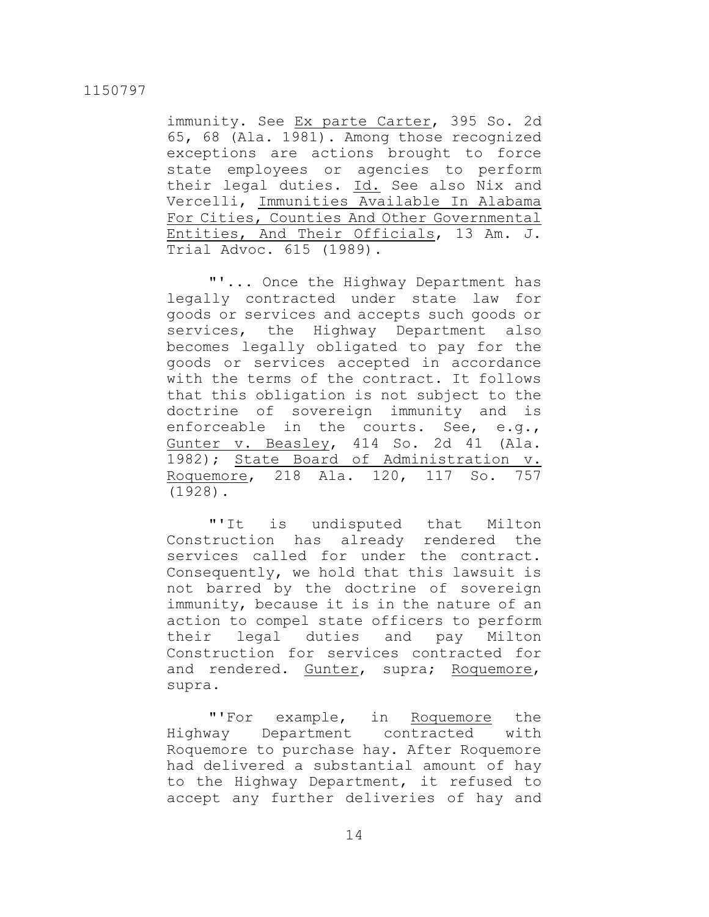immunity. See _Ex parte Carter_, 395 So. 2d 65, 68 (Ala. 1981). Among those recognized exceptions are actions brought to force state employees or agencies to perform their legal duties. _Id._ See also Nix and Vercelli, _Immunities Available In Alabama For Cities, Counties And Other Governmental Entities, And Their Officials_, 13 Am. J. Trial Advoc. 615 (1989).

"'... Once the Highway Department has legally contracted under state law for goods or services and accepts such goods or services, the Highway Department also becomes legally obligated to pay for the goods or services accepted in accordance with the terms of the contract. It follows that this obligation is not subject to the doctrine of sovereign immunity and is enforceable in the courts. See, e.g., _Gunter v. Beasley_, 414 So. 2d 41 (Ala. 1982); _State Board of Administration v. Roquemore_, 218 Ala. 120, 117 So. 757 (1928).

"'It is undisputed that Milton Construction has already rendered the services called for under the contract. Consequently, we hold that this lawsuit is not barred by the doctrine of sovereign immunity, because it is in the nature of an action to compel state officers to perform their legal duties and pay Milton Construction for services contracted for and rendered. _Gunter_, supra; _Roquemore_, supra.

"'For example, in _Roquemore_ the Highway Department contracted with Roquemore to purchase hay. After Roquemore had delivered a substantial amount of hay to the Highway Department, it refused to accept any further deliveries of hay and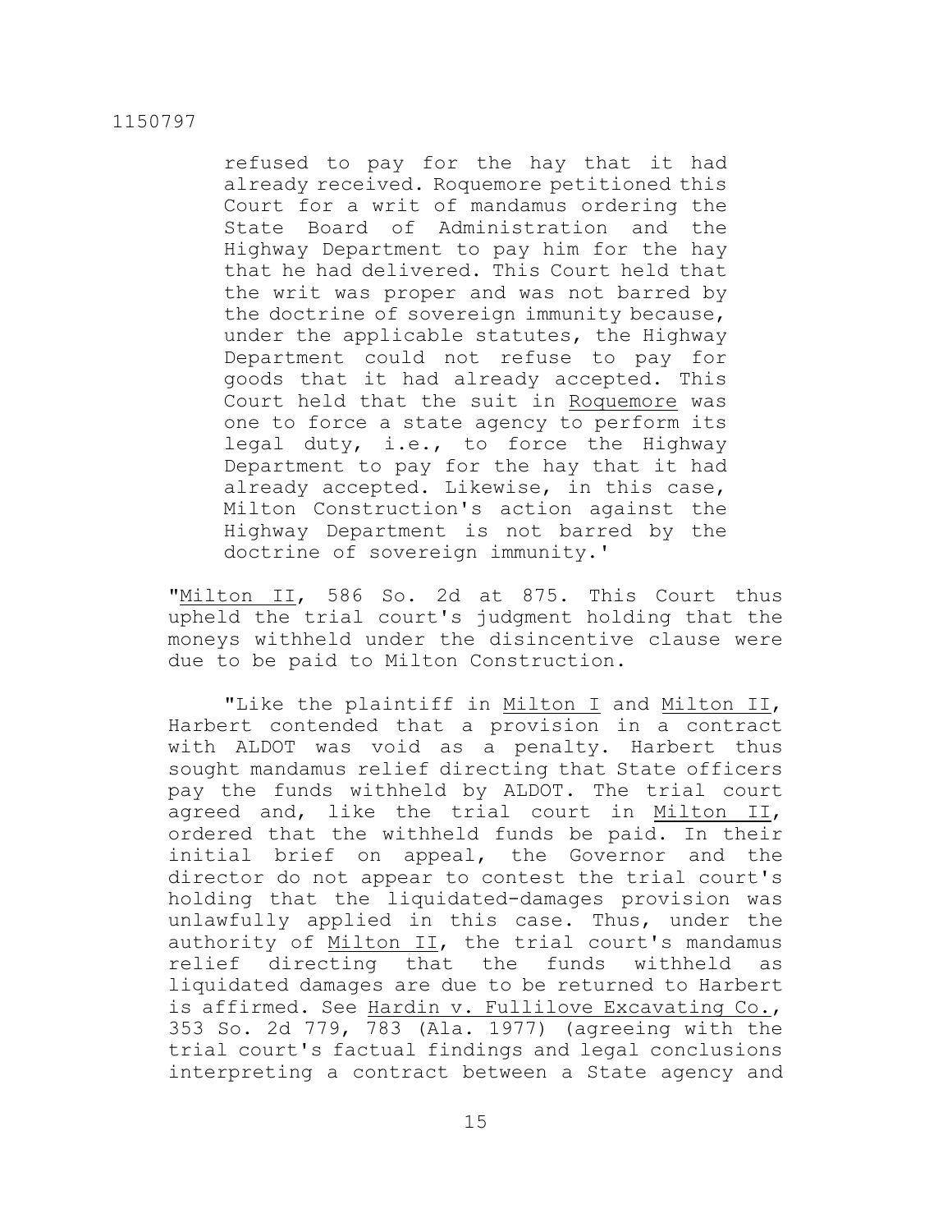refused to pay for the hay that it had already received. Roquemore petitioned this Court for a writ of mandamus ordering the State Board of Administration and the Highway Department to pay him for the hay that he had delivered. This Court held that the writ was proper and was not barred by the doctrine of sovereign immunity because, under the applicable statutes, the Highway Department could not refuse to pay for goods that it had already accepted. This Court held that the suit in Roquemore was one to force a state agency to perform its legal duty, i.e., to force the Highway Department to pay for the hay that it had already accepted. Likewise, in this case, Milton Construction's action against the Highway Department is not barred by the doctrine of sovereign immunity.'

"Milton II, 586 So. 2d at 875. This Court thus upheld the trial court's judgment holding that the moneys withheld under the disincentive clause were due to be paid to Milton Construction.

"Like the plaintiff in Milton I and Milton II, Harbert contended that a provision in a contract with ALDOT was void as a penalty. Harbert thus sought mandamus relief directing that State officers pay the funds withheld by ALDOT. The trial court agreed and, like the trial court in Milton II, ordered that the withheld funds be paid. In their initial brief on appeal, the Governor and the director do not appear to contest the trial court's holding that the liquidated-damages provision was unlawfully applied in this case. Thus, under the authority of Milton II, the trial court's mandamus relief directing that the funds withheld as liquidated damages are due to be returned to Harbert is affirmed. See Hardin v. Fullilove Excavating Co., 353 So. 2d 779, 783 (Ala. 1977) (agreeing with the trial court's factual findings and legal conclusions interpreting a contract between a State agency and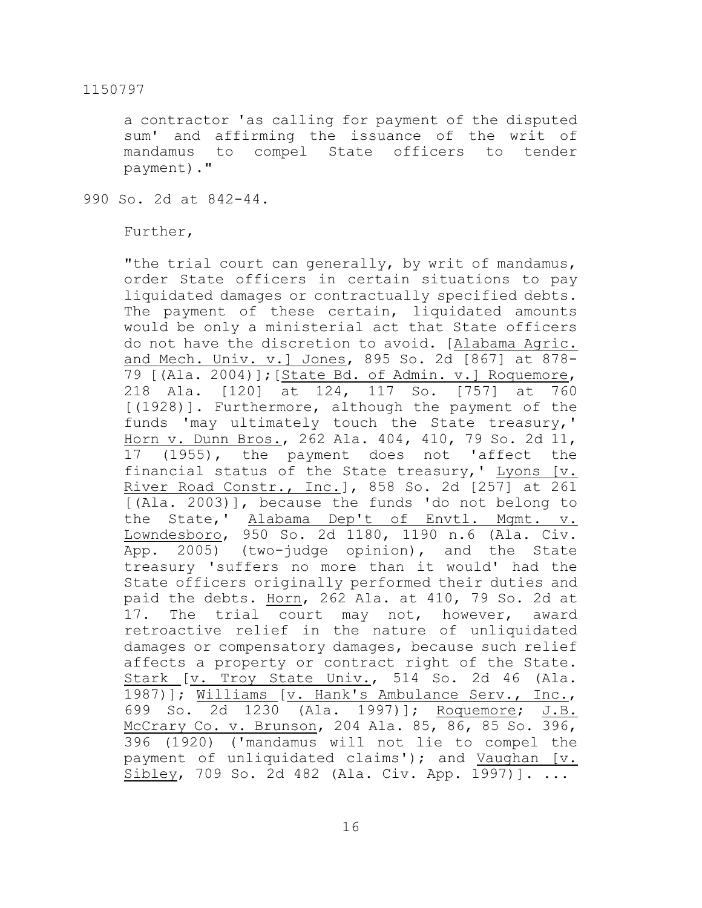a contractor 'as calling for payment of the disputed sum' and affirming the issuance of the writ of mandamus to compel State officers to tender payment)."

990 So. 2d at 842-44.

Further,

"the trial court can generally, by writ of mandamus, order State officers in certain situations to pay liquidated damages or contractually specified debts. The payment of these certain, liquidated amounts would be only a ministerial act that State officers do not have the discretion to avoid. [Alabama Agric. and Mech. Univ. v.] Jones, 895 So. 2d [867] at 878-79 [(Ala. 2004)]; [State Bd. of Admin. v.] Roquemore, 218 Ala. [120] at 124, 117 So. [757] at 760 [(1928)]. Furthermore, although the payment of the funds 'may ultimately touch the State treasury,' Horn v. Dunn Bros., 262 Ala. 404, 410, 79 So. 2d 11, 17 (1955), the payment does not 'affect the financial status of the State treasury,' Lyons [v. River Road Constr., Inc.], 858 So. 2d [257] at 261 [(Ala. 2003)], because the funds 'do not belong to the State,' Alabama Dep't of Envtl. Mgmt. v. Lowndesboro, 950 So. 2d 1180, 1190 n.6 (Ala. Civ. App. 2005) (two-judge opinion), and the State treasury 'suffers no more than it would' had the State officers originally performed their duties and paid the debts. Horn, 262 Ala. at 410, 79 So. 2d at 17. The trial court may not, however, award retroactive relief in the nature of unliquidated damages or compensatory damages, because such relief affects a property or contract right of the State. Stark [v. Troy State Univ., 514 So. 2d 46 (Ala. 1987)]; Williams [v. Hank's Ambulance Serv., Inc., 699 So. 2d 1230 (Ala. 1997)]; Roquemore; J.B. McCrary Co. v. Brunson, 204 Ala. 85, 86, 85 So. 396, 396 (1920) ('mandamus will not lie to compel the payment of unliquidated claims'); and Vaughan [v. Sibley, 709 So. 2d 482 (Ala. Civ. App. 1997)]. ...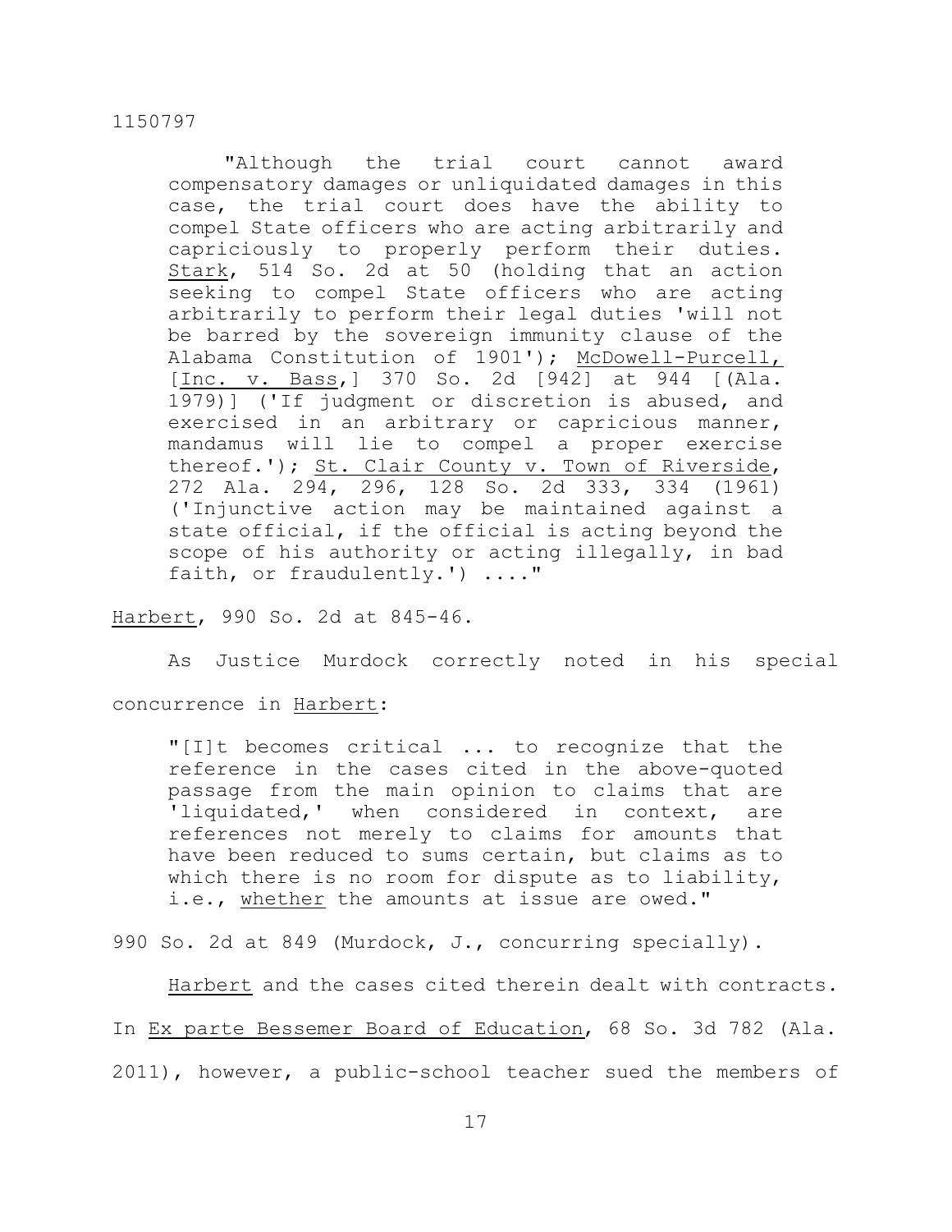> "Although the trial court cannot award compensatory damages or unliquidated damages in this case, the trial court does have the ability to compel State officers who are acting arbitrarily and capriciously to properly perform their duties. Stark, 514 So. 2d at 50 (holding that an action seeking to compel State officers who are acting arbitrarily to perform their legal duties 'will not be barred by the sovereign immunity clause of the Alabama Constitution of 1901'); McDowell-Purcell, [Inc. v. Bass,] 370 So. 2d [942] at 944 [(Ala. 1979)] ('If judgment or discretion is abused, and exercised in an arbitrary or capricious manner, mandamus will lie to compel a proper exercise thereof.'); St. Clair County v. Town of Riverside, 272 Ala. 294, 296, 128 So. 2d 333, 334 (1961) ('Injunctive action may be maintained against a state official, if the official is acting beyond the scope of his authority or acting illegally, in bad faith, or fraudulently.') ...."

Harbert, 990 So. 2d at 845-46.

As Justice Murdock correctly noted in his special concurrence in Harbert:

> "[I]t becomes critical ... to recognize that the reference in the cases cited in the above-quoted passage from the main opinion to claims that are 'liquidated,' when considered in context, are references not merely to claims for amounts that have been reduced to sums certain, but claims as to which there is no room for dispute as to liability, i.e., whether the amounts at issue are owed."

990 So. 2d at 849 (Murdock, J., concurring specially).

Harbert and the cases cited therein dealt with contracts. In Ex parte Bessemer Board of Education, 68 So. 3d 782 (Ala. 2011), however, a public-school teacher sued the members of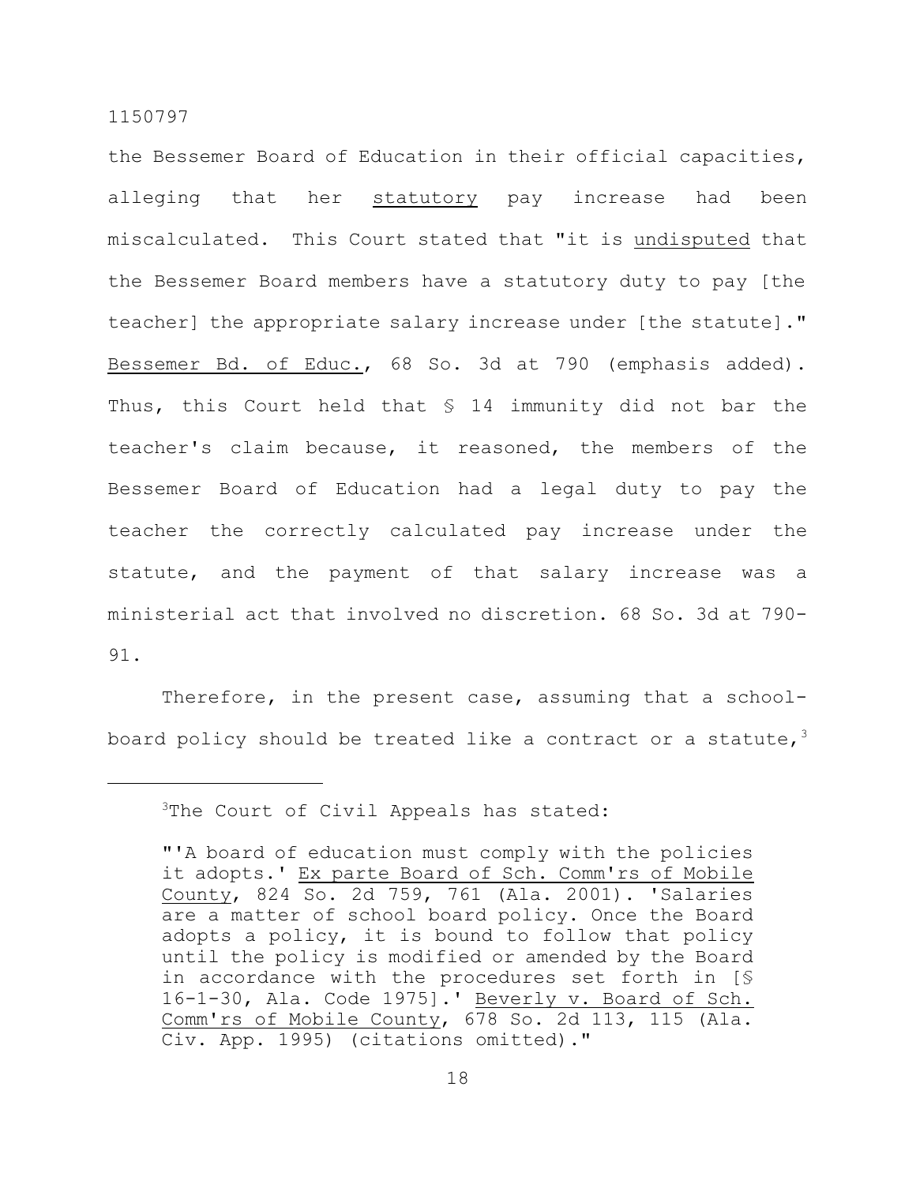the Bessemer Board of Education in their official capacities, alleging that her _statutory_ pay increase had been miscalculated. This Court stated that "it is _undisputed_ that the Bessemer Board members have a statutory duty to pay [the teacher] the appropriate salary increase under [the statute]." _Bessemer Bd. of Educ._, 68 So. 3d at 790 (emphasis added). Thus, this Court held that § 14 immunity did not bar the teacher's claim because, it reasoned, the members of the Bessemer Board of Education had a legal duty to pay the teacher the correctly calculated pay increase under the statute, and the payment of that salary increase was a ministerial act that involved no discretion. 68 So. 3d at 790-91.

Therefore, in the present case, assuming that a school-board policy should be treated like a contract or a statute,[3]

---

[3]The Court of Civil Appeals has stated:

"'A board of education must comply with the policies it adopts.' _Ex parte Board of Sch. Comm'rs of Mobile County_, 824 So. 2d 759, 761 (Ala. 2001). 'Salaries are a matter of school board policy. Once the Board adopts a policy, it is bound to follow that policy until the policy is modified or amended by the Board in accordance with the procedures set forth in [§ 16-1-30, Ala. Code 1975].' _Beverly v. Board of Sch. Comm'rs of Mobile County_, 678 So. 2d 113, 115 (Ala. Civ. App. 1995) (citations omitted)."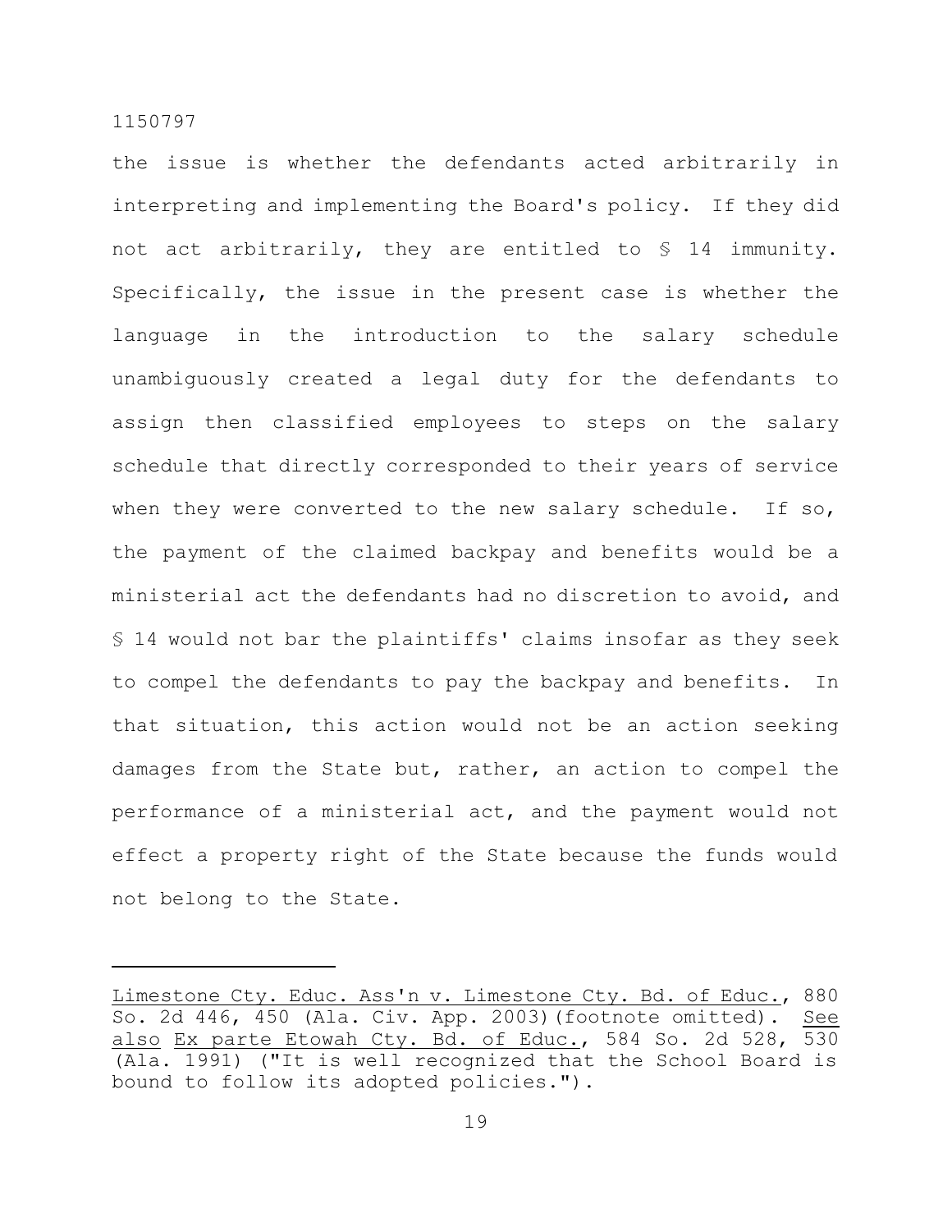the issue is whether the defendants acted arbitrarily in interpreting and implementing the Board's policy. If they did not act arbitrarily, they are entitled to § 14 immunity. Specifically, the issue in the present case is whether the language in the introduction to the salary schedule unambiguously created a legal duty for the defendants to assign then classified employees to steps on the salary schedule that directly corresponded to their years of service when they were converted to the new salary schedule. If so, the payment of the claimed backpay and benefits would be a ministerial act the defendants had no discretion to avoid, and § 14 would not bar the plaintiffs' claims insofar as they seek to compel the defendants to pay the backpay and benefits. In that situation, this action would not be an action seeking damages from the State but, rather, an action to compel the performance of a ministerial act, and the payment would not effect a property right of the State because the funds would not belong to the State.

---

Limestone Cty. Educ. Ass'n v. Limestone Cty. Bd. of Educ., 880 So. 2d 446, 450 (Ala. Civ. App. 2003)(footnote omitted). See also Ex parte Etowah Cty. Bd. of Educ., 584 So. 2d 528, 530 (Ala. 1991) ("It is well recognized that the School Board is bound to follow its adopted policies.").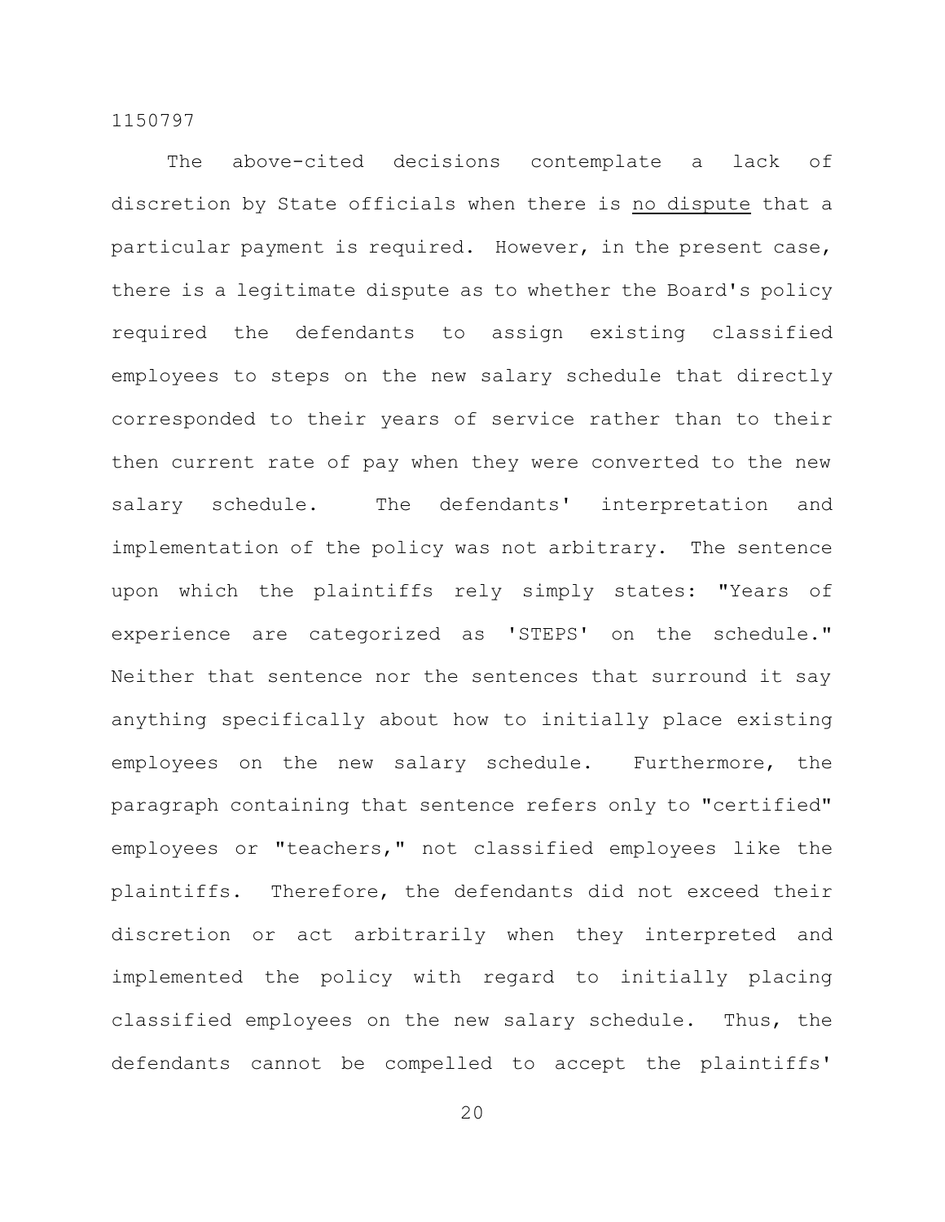The above-cited decisions contemplate a lack of discretion by State officials when there is <u>no dispute</u> that a particular payment is required. However, in the present case, there is a legitimate dispute as to whether the Board's policy required the defendants to assign existing classified employees to steps on the new salary schedule that directly corresponded to their years of service rather than to their then current rate of pay when they were converted to the new salary schedule. The defendants' interpretation and implementation of the policy was not arbitrary. The sentence upon which the plaintiffs rely simply states: "Years of experience are categorized as 'STEPS' on the schedule." Neither that sentence nor the sentences that surround it say anything specifically about how to initially place existing employees on the new salary schedule. Furthermore, the paragraph containing that sentence refers only to "certified" employees or "teachers," not classified employees like the plaintiffs. Therefore, the defendants did not exceed their discretion or act arbitrarily when they interpreted and implemented the policy with regard to initially placing classified employees on the new salary schedule. Thus, the defendants cannot be compelled to accept the plaintiffs'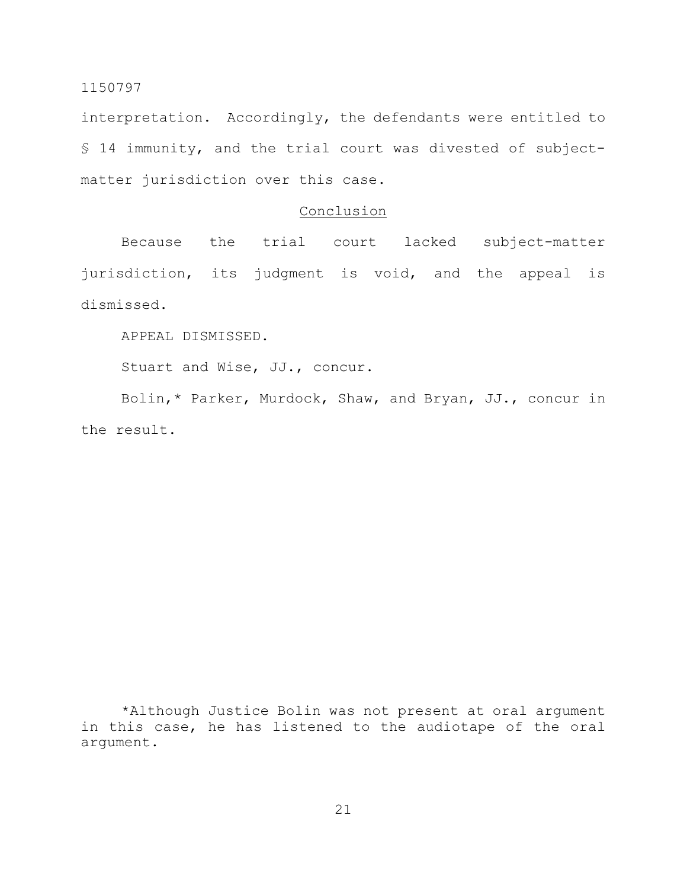interpretation. Accordingly, the defendants were entitled to § 14 immunity, and the trial court was divested of subject-matter jurisdiction over this case.

## Conclusion

Because the trial court lacked subject-matter jurisdiction, its judgment is void, and the appeal is dismissed.

APPEAL DISMISSED.

Stuart and Wise, JJ., concur.

Bolin,* Parker, Murdock, Shaw, and Bryan, JJ., concur in the result.

*Although Justice Bolin was not present at oral argument in this case, he has listened to the audiotape of the oral argument.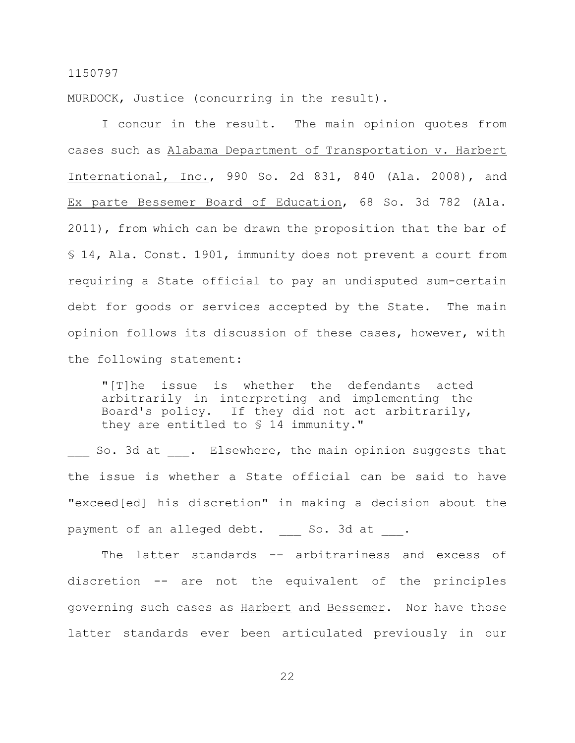MURDOCK, Justice (concurring in the result).

I concur in the result. The main opinion quotes from cases such as Alabama Department of Transportation v. Harbert International, Inc., 990 So. 2d 831, 840 (Ala. 2008), and Ex parte Bessemer Board of Education, 68 So. 3d 782 (Ala. 2011), from which can be drawn the proposition that the bar of § 14, Ala. Const. 1901, immunity does not prevent a court from requiring a State official to pay an undisputed sum-certain debt for goods or services accepted by the State. The main opinion follows its discussion of these cases, however, with the following statement:

> "[T]he issue is whether the defendants acted arbitrarily in interpreting and implementing the Board's policy. If they did not act arbitrarily, they are entitled to § 14 immunity."

___ So. 3d at ___. Elsewhere, the main opinion suggests that the issue is whether a State official can be said to have "exceed[ed] his discretion" in making a decision about the payment of an alleged debt. ___ So. 3d at ___.

The latter standards -- arbitrariness and excess of discretion -- are not the equivalent of the principles governing such cases as Harbert and Bessemer. Nor have those latter standards ever been articulated previously in our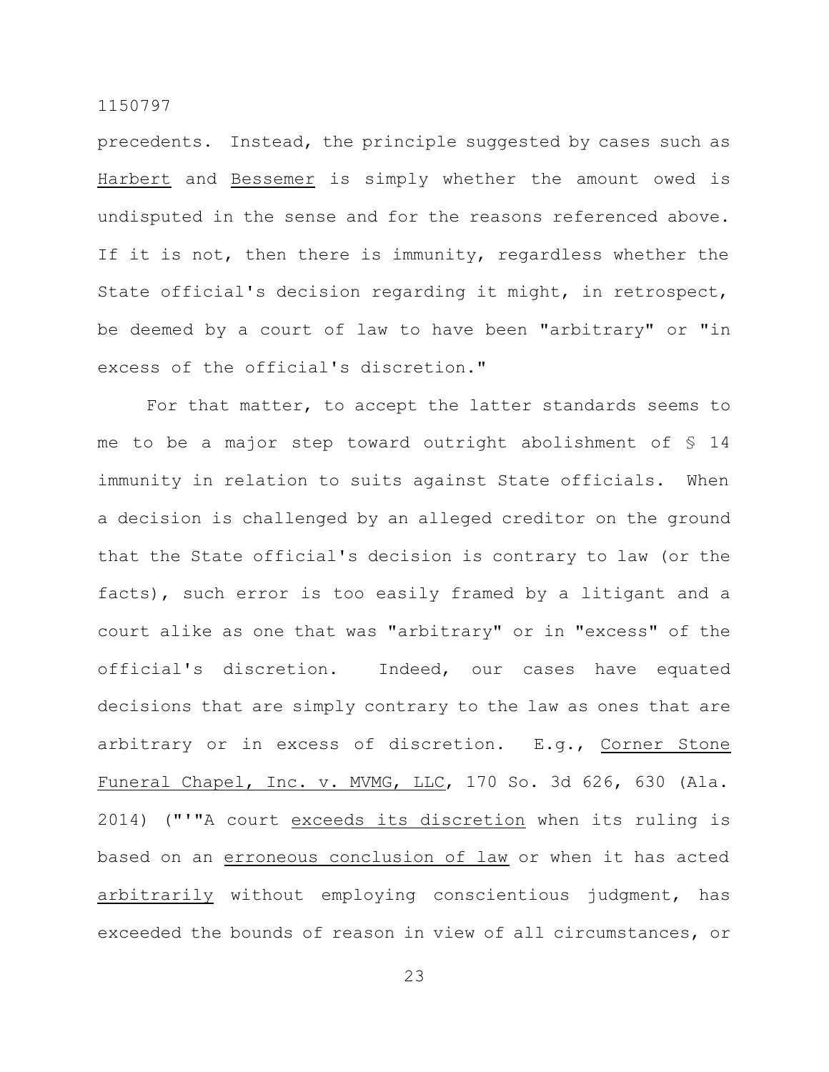precedents. Instead, the principle suggested by cases such as Harbert and Bessemer is simply whether the amount owed is undisputed in the sense and for the reasons referenced above. If it is not, then there is immunity, regardless whether the State official's decision regarding it might, in retrospect, be deemed by a court of law to have been "arbitrary" or "in excess of the official's discretion."

For that matter, to accept the latter standards seems to me to be a major step toward outright abolishment of § 14 immunity in relation to suits against State officials. When a decision is challenged by an alleged creditor on the ground that the State official's decision is contrary to law (or the facts), such error is too easily framed by a litigant and a court alike as one that was "arbitrary" or in "excess" of the official's discretion. Indeed, our cases have equated decisions that are simply contrary to the law as ones that are arbitrary or in excess of discretion. E.g., Corner Stone Funeral Chapel, Inc. v. MVMG, LLC, 170 So. 3d 626, 630 (Ala. 2014) ("'"A court exceeds its discretion when its ruling is based on an erroneous conclusion of law or when it has acted arbitrarily without employing conscientious judgment, has exceeded the bounds of reason in view of all circumstances, or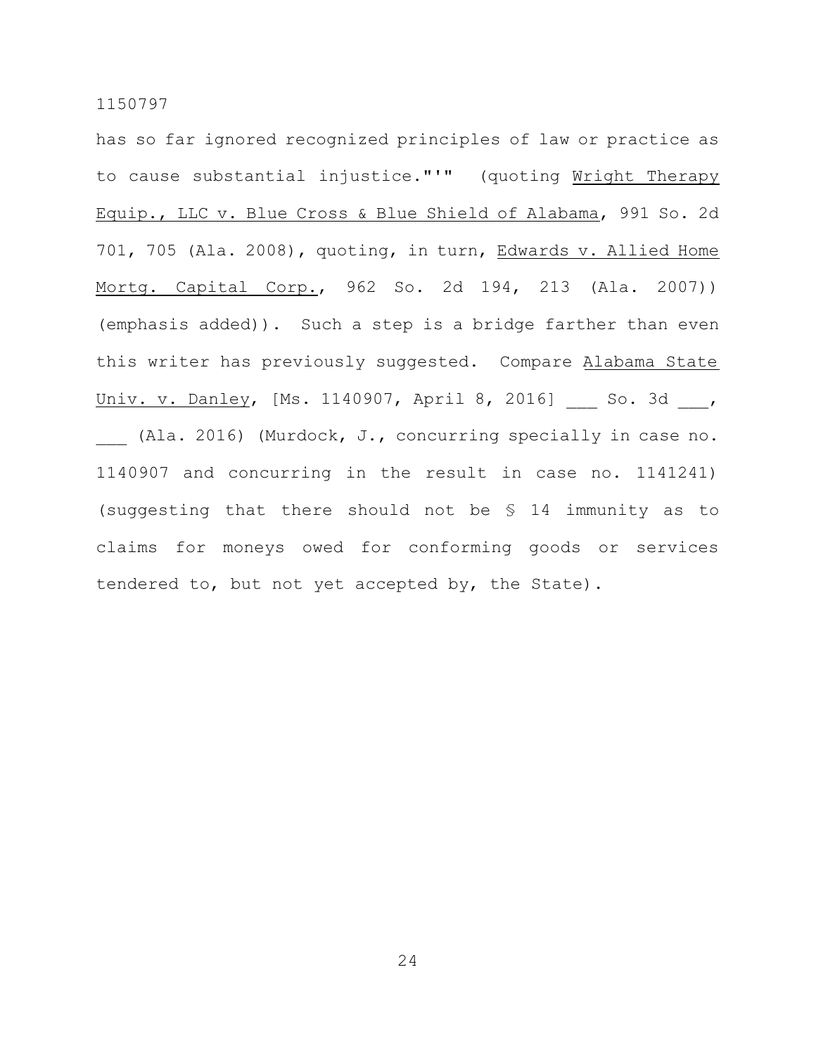has so far ignored recognized principles of law or practice as to cause substantial injustice."'" (quoting Wright Therapy Equip., LLC v. Blue Cross & Blue Shield of Alabama, 991 So. 2d 701, 705 (Ala. 2008), quoting, in turn, Edwards v. Allied Home Mortg. Capital Corp., 962 So. 2d 194, 213 (Ala. 2007)) (emphasis added)). Such a step is a bridge farther than even this writer has previously suggested. Compare Alabama State Univ. v. Danley, [Ms. 1140907, April 8, 2016] ___ So. 3d ___, ___ (Ala. 2016) (Murdock, J., concurring specially in case no. 1140907 and concurring in the result in case no. 1141241) (suggesting that there should not be § 14 immunity as to claims for moneys owed for conforming goods or services tendered to, but not yet accepted by, the State).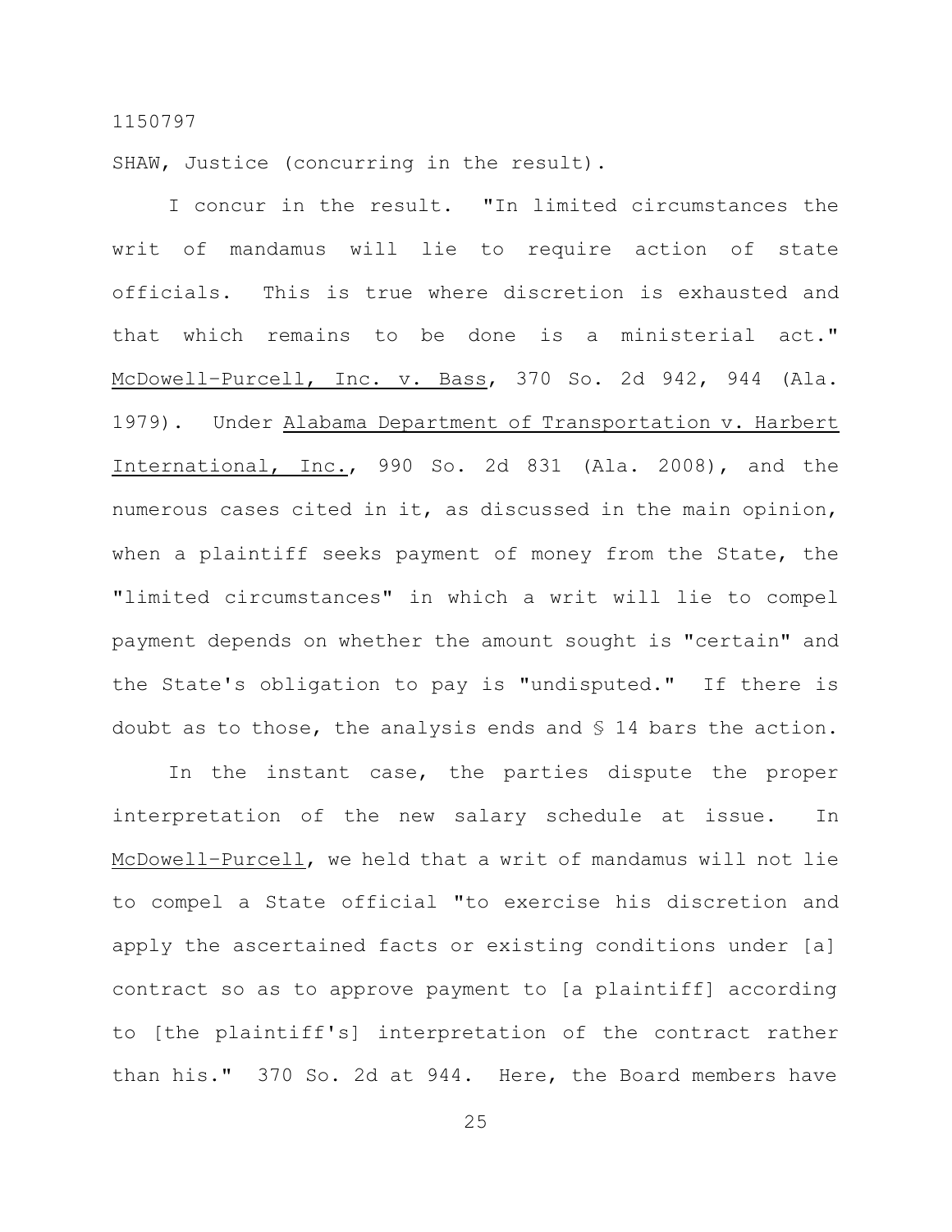SHAW, Justice (concurring in the result).

I concur in the result. "In limited circumstances the writ of mandamus will lie to require action of state officials. This is true where discretion is exhausted and that which remains to be done is a ministerial act." McDowell-Purcell, Inc. v. Bass, 370 So. 2d 942, 944 (Ala. 1979). Under Alabama Department of Transportation v. Harbert International, Inc., 990 So. 2d 831 (Ala. 2008), and the numerous cases cited in it, as discussed in the main opinion, when a plaintiff seeks payment of money from the State, the "limited circumstances" in which a writ will lie to compel payment depends on whether the amount sought is "certain" and the State's obligation to pay is "undisputed." If there is doubt as to those, the analysis ends and § 14 bars the action.

In the instant case, the parties dispute the proper interpretation of the new salary schedule at issue. In McDowell-Purcell, we held that a writ of mandamus will not lie to compel a State official "to exercise his discretion and apply the ascertained facts or existing conditions under [a] contract so as to approve payment to [a plaintiff] according to [the plaintiff's] interpretation of the contract rather than his." 370 So. 2d at 944. Here, the Board members have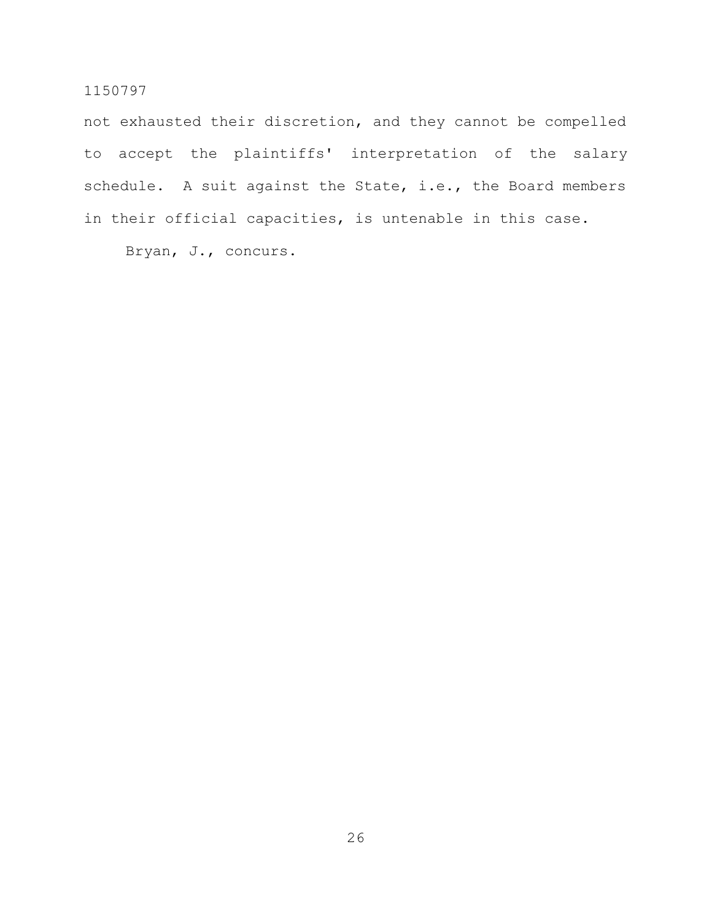not exhausted their discretion, and they cannot be compelled to accept the plaintiffs' interpretation of the salary schedule. A suit against the State, i.e., the Board members in their official capacities, is untenable in this case.

Bryan, J., concurs.